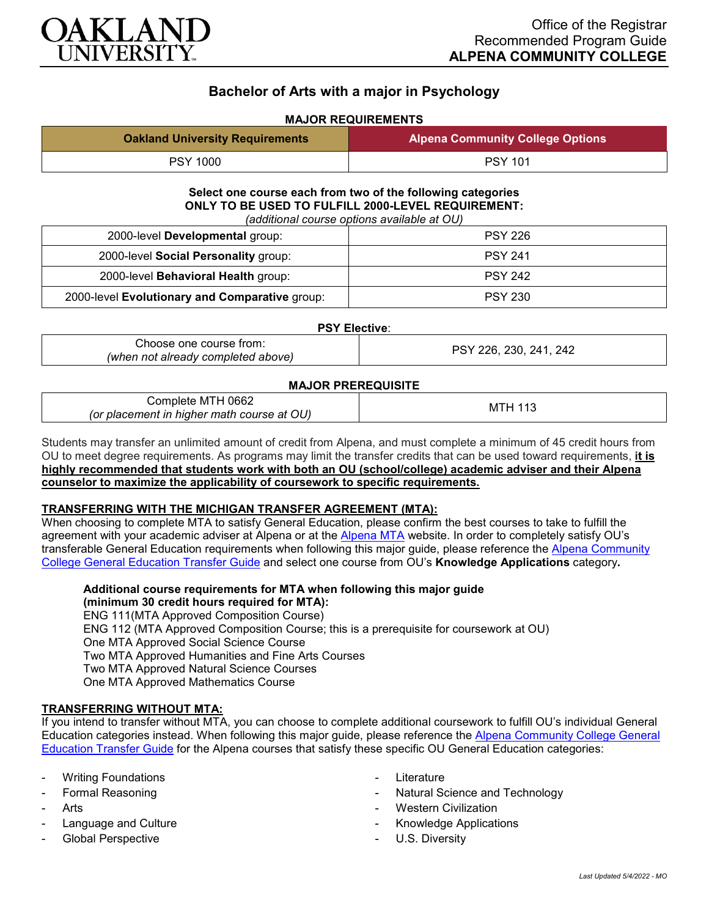Office of the Registrar
Recommended Program Guide
**ALPENA COMMUNITY COLLEGE**

# Bachelor of Arts with a major in Psychology

**MAJOR REQUIREMENTS**

| Oakland University Requirements | Alpena Community College Options |
|---|---|
| PSY 1000 | PSY 101 |

**Select one course each from two of the following categories ONLY TO BE USED TO FULFILL 2000-LEVEL REQUIREMENT:**
*(additional course options available at OU)*

| | |
|---|---|
| 2000-level **Developmental** group: | PSY 226 |
| 2000-level **Social Personality** group: | PSY 241 |
| 2000-level **Behavioral Health** group: | PSY 242 |
| 2000-level **Evolutionary and Comparative** group: | PSY 230 |

**PSY Elective**:

| | |
|---|---|
| Choose one course from: *(when not already completed above)* | PSY 226, 230, 241, 242 |

**MAJOR PREREQUISITE**

| | |
|---|---|
| Complete MTH 0662 *(or placement in higher math course at OU)* | MTH 113 |

Students may transfer an unlimited amount of credit from Alpena, and must complete a minimum of 45 credit hours from OU to meet degree requirements. As programs may limit the transfer credits that can be used toward requirements, **it is highly recommended that students work with both an OU (school/college) academic adviser and their Alpena counselor to maximize the applicability of coursework to specific requirements.**

**TRANSFERRING WITH THE MICHIGAN TRANSFER AGREEMENT (MTA):**

When choosing to complete MTA to satisfy General Education, please confirm the best courses to take to fulfill the agreement with your academic adviser at Alpena or at the Alpena MTA website. In order to completely satisfy OU's transferable General Education requirements when following this major guide, please reference the Alpena Community College General Education Transfer Guide and select one course from OU's **Knowledge Applications** category**.**

**Additional course requirements for MTA when following this major guide (minimum 30 credit hours required for MTA):**
ENG 111(MTA Approved Composition Course)
ENG 112 (MTA Approved Composition Course; this is a prerequisite for coursework at OU)
One MTA Approved Social Science Course
Two MTA Approved Humanities and Fine Arts Courses
Two MTA Approved Natural Science Courses
One MTA Approved Mathematics Course

**TRANSFERRING WITHOUT MTA:**

If you intend to transfer without MTA, you can choose to complete additional coursework to fulfill OU's individual General Education categories instead. When following this major guide, please reference the Alpena Community College General Education Transfer Guide for the Alpena courses that satisfy these specific OU General Education categories:

- Writing Foundations
- Formal Reasoning
- Arts
- Language and Culture
- Global Perspective
- Literature
- Natural Science and Technology
- Western Civilization
- Knowledge Applications
- U.S. Diversity

*Last Updated 5/4/2022 - MO*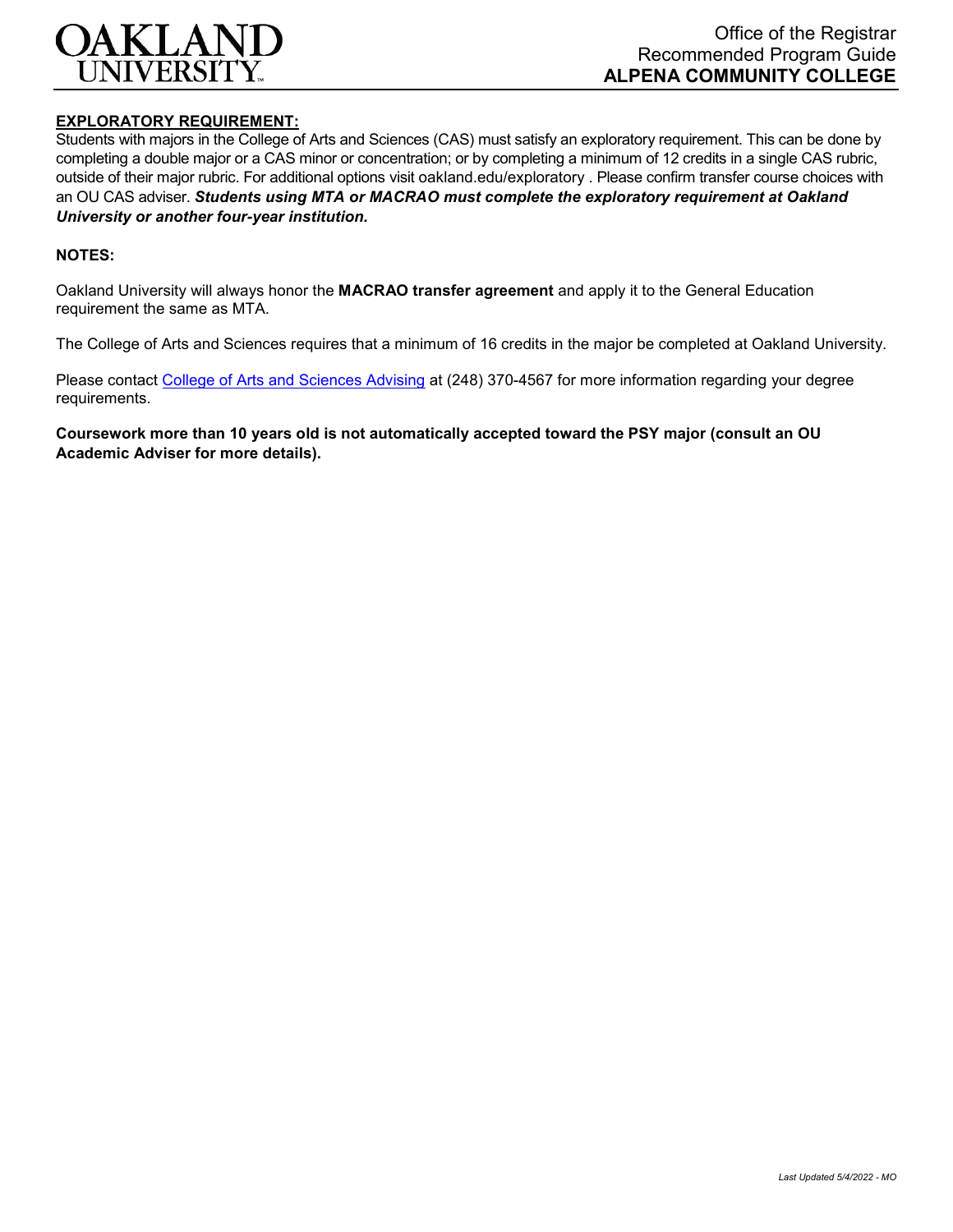**EXPLORATORY REQUIREMENT:**

Students with majors in the College of Arts and Sciences (CAS) must satisfy an exploratory requirement. This can be done by completing a double major or a CAS minor or concentration; or by completing a minimum of 12 credits in a single CAS rubric, outside of their major rubric. For additional options visit oakland.edu/exploratory . Please confirm transfer course choices with an OU CAS adviser. ***Students using MTA or MACRAO must complete the exploratory requirement at Oakland University or another four-year institution.***

**NOTES:**

Oakland University will always honor the **MACRAO transfer agreement** and apply it to the General Education requirement the same as MTA.

The College of Arts and Sciences requires that a minimum of 16 credits in the major be completed at Oakland University.

Please contact College of Arts and Sciences Advising at (248) 370-4567 for more information regarding your degree requirements.

**Coursework more than 10 years old is not automatically accepted toward the PSY major (consult an OU Academic Adviser for more details).**

*Last Updated 5/4/2022 - MO*